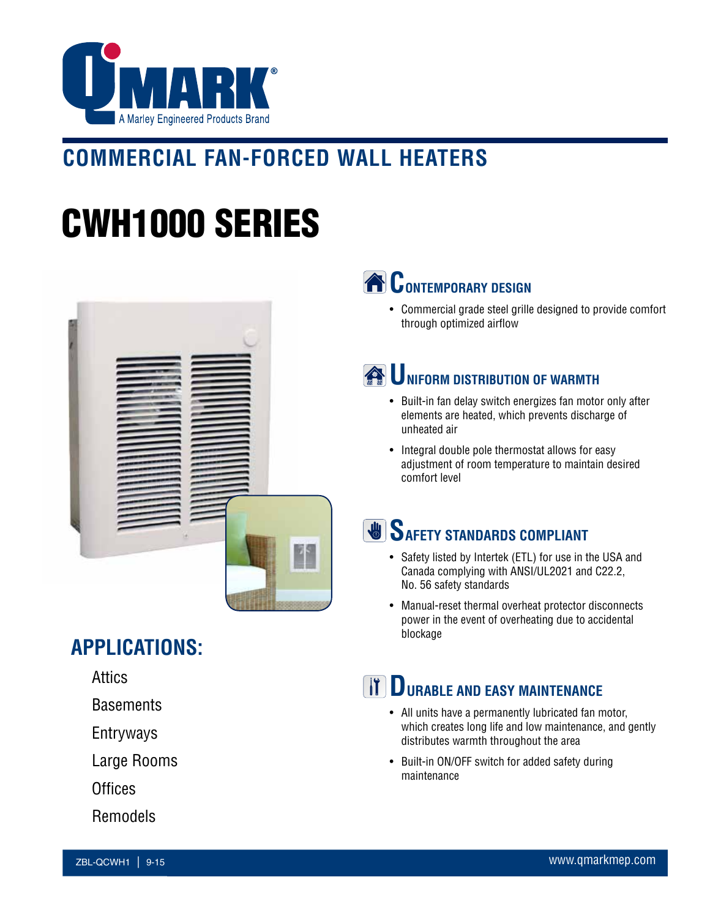QMARK®
A Marley Engineered Products Brand

## COMMERCIAL FAN-FORCED WALL HEATERS

# CWH1000 SERIES

## APPLICATIONS:

- Attics
- Basements
- Entryways
- Large Rooms
- Offices
- Remodels

## CONTEMPORARY DESIGN

- Commercial grade steel grille designed to provide comfort through optimized airflow

## UNIFORM DISTRIBUTION OF WARMTH

- Built-in fan delay switch energizes fan motor only after elements are heated, which prevents discharge of unheated air
- Integral double pole thermostat allows for easy adjustment of room temperature to maintain desired comfort level

## SAFETY STANDARDS COMPLIANT

- Safety listed by Intertek (ETL) for use in the USA and Canada complying with ANSI/UL2021 and C22.2, No. 56 safety standards
- Manual-reset thermal overheat protector disconnects power in the event of overheating due to accidental blockage

## DURABLE AND EASY MAINTENANCE

- All units have a permanently lubricated fan motor, which creates long life and low maintenance, and gently distributes warmth throughout the area
- Built-in ON/OFF switch for added safety during maintenance

ZBL-QCWH1 | 9-15 www.qmarkmep.com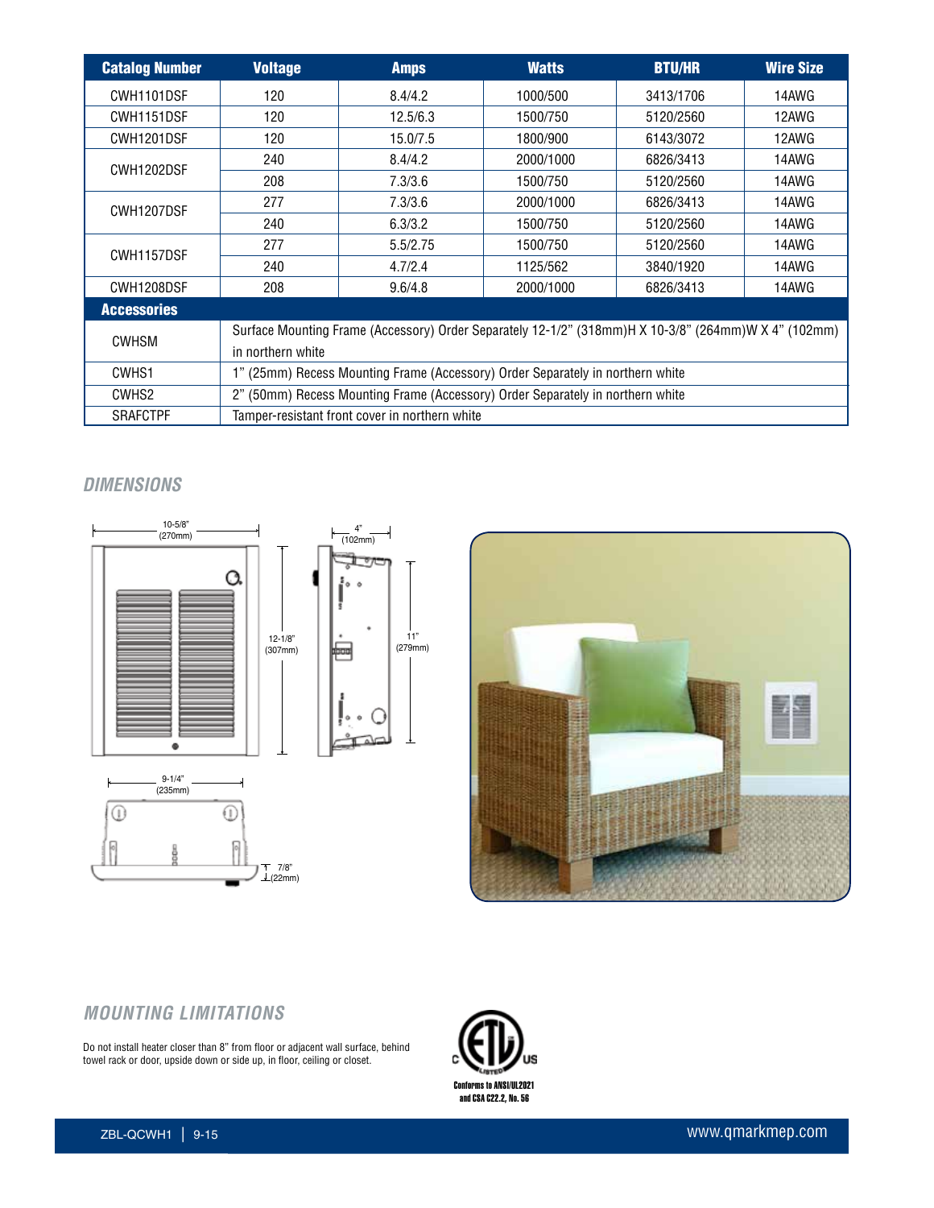| Catalog Number | Voltage | Amps | Watts | BTU/HR | Wire Size |
|---|---|---|---|---|---|
| CWH1101DSF | 120 | 8.4/4.2 | 1000/500 | 3413/1706 | 14AWG |
| CWH1151DSF | 120 | 12.5/6.3 | 1500/750 | 5120/2560 | 12AWG |
| CWH1201DSF | 120 | 15.0/7.5 | 1800/900 | 6143/3072 | 12AWG |
| CWH1202DSF | 240 | 8.4/4.2 | 2000/1000 | 6826/3413 | 14AWG |
| | 208 | 7.3/3.6 | 1500/750 | 5120/2560 | 14AWG |
| CWH1207DSF | 277 | 7.3/3.6 | 2000/1000 | 6826/3413 | 14AWG |
| | 240 | 6.3/3.2 | 1500/750 | 5120/2560 | 14AWG |
| CWH1157DSF | 277 | 5.5/2.75 | 1500/750 | 5120/2560 | 14AWG |
| | 240 | 4.7/2.4 | 1125/562 | 3840/1920 | 14AWG |
| CWH1208DSF | 208 | 9.6/4.8 | 2000/1000 | 6826/3413 | 14AWG |

| Accessories | |
|---|---|
| CWHSM | Surface Mounting Frame (Accessory) Order Separately 12-1/2" (318mm)H X 10-3/8" (264mm)W X 4" (102mm) in northern white |
| CWHS1 | 1" (25mm) Recess Mounting Frame (Accessory) Order Separately in northern white |
| CWHS2 | 2" (50mm) Recess Mounting Frame (Accessory) Order Separately in northern white |
| SRAFCTPF | Tamper-resistant front cover in northern white |

## DIMENSIONS

10-5/8" (270mm)

4" (102mm)

12-1/8" (307mm)

11" (279mm)

9-1/4" (235mm)

7/8" (22mm)

## MOUNTING LIMITATIONS

Do not install heater closer than 8" from floor or adjacent wall surface, behind towel rack or door, upside down or side up, in floor, ceiling or closet.

Conforms to ANSI/UL2021 and CSA C22.2, No. 56